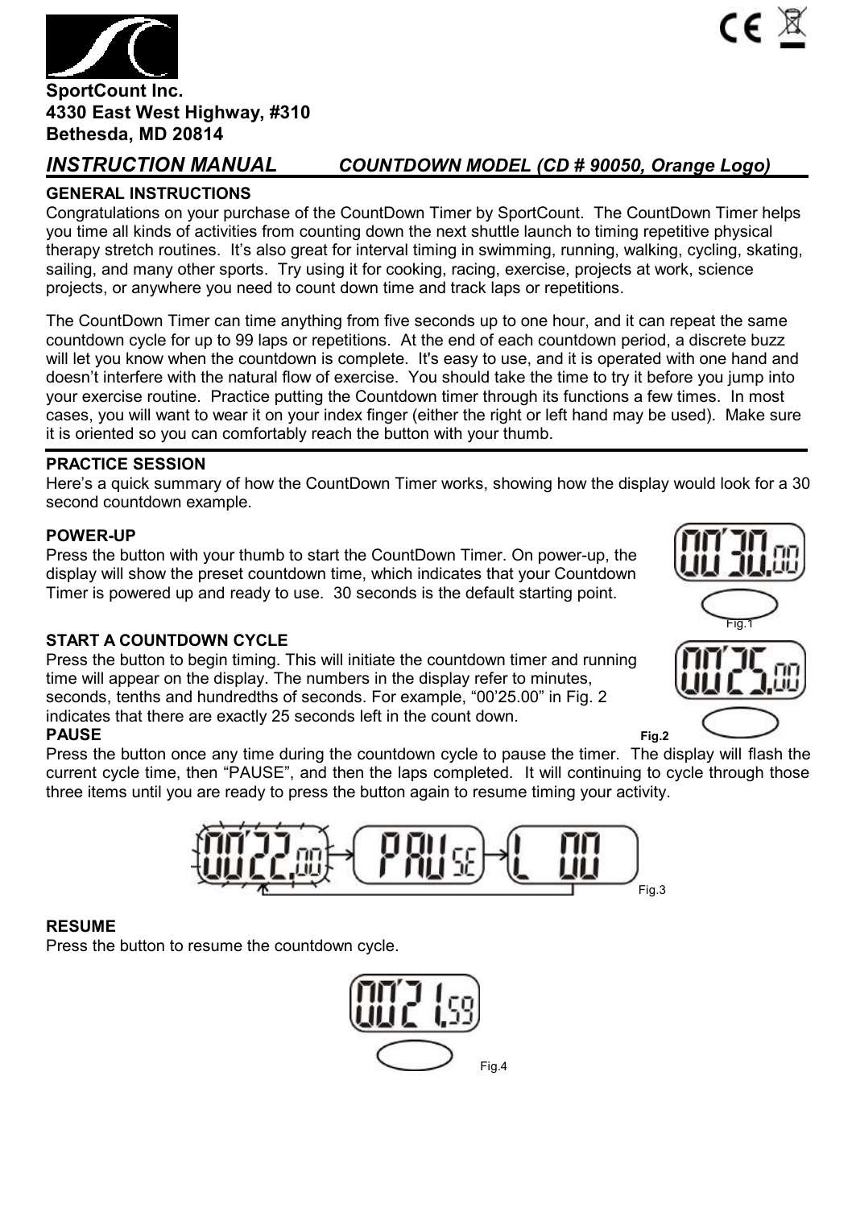**SportCount Inc.**
**4330 East West Highway, #310**
**Bethesda, MD 20814**

## *INSTRUCTION MANUAL* *COUNTDOWN MODEL (CD # 90050, Orange Logo)*

### GENERAL INSTRUCTIONS

Congratulations on your purchase of the CountDown Timer by SportCount. The CountDown Timer helps you time all kinds of activities from counting down the next shuttle launch to timing repetitive physical therapy stretch routines. It's also great for interval timing in swimming, running, walking, cycling, skating, sailing, and many other sports. Try using it for cooking, racing, exercise, projects at work, science projects, or anywhere you need to count down time and track laps or repetitions.

The CountDown Timer can time anything from five seconds up to one hour, and it can repeat the same countdown cycle for up to 99 laps or repetitions. At the end of each countdown period, a discrete buzz will let you know when the countdown is complete. It's easy to use, and it is operated with one hand and doesn't interfere with the natural flow of exercise. You should take the time to try it before you jump into your exercise routine. Practice putting the Countdown timer through its functions a few times. In most cases, you will want to wear it on your index finger (either the right or left hand may be used). Make sure it is oriented so you can comfortably reach the button with your thumb.

### PRACTICE SESSION

Here's a quick summary of how the CountDown Timer works, showing how the display would look for a 30 second countdown example.

#### POWER-UP

Press the button with your thumb to start the CountDown Timer. On power-up, the display will show the preset countdown time, which indicates that your Countdown Timer is powered up and ready to use. 30 seconds is the default starting point.

Fig.1

#### START A COUNTDOWN CYCLE

Press the button to begin timing. This will initiate the countdown timer and running time will appear on the display. The numbers in the display refer to minutes, seconds, tenths and hundredths of seconds. For example, "00'25.00" in Fig. 2 indicates that there are exactly 25 seconds left in the count down.

Fig.2

#### PAUSE

Press the button once any time during the countdown cycle to pause the timer. The display will flash the current cycle time, then "PAUSE", and then the laps completed. It will continuing to cycle through those three items until you are ready to press the button again to resume timing your activity.

Fig.3

#### RESUME

Press the button to resume the countdown cycle.

Fig.4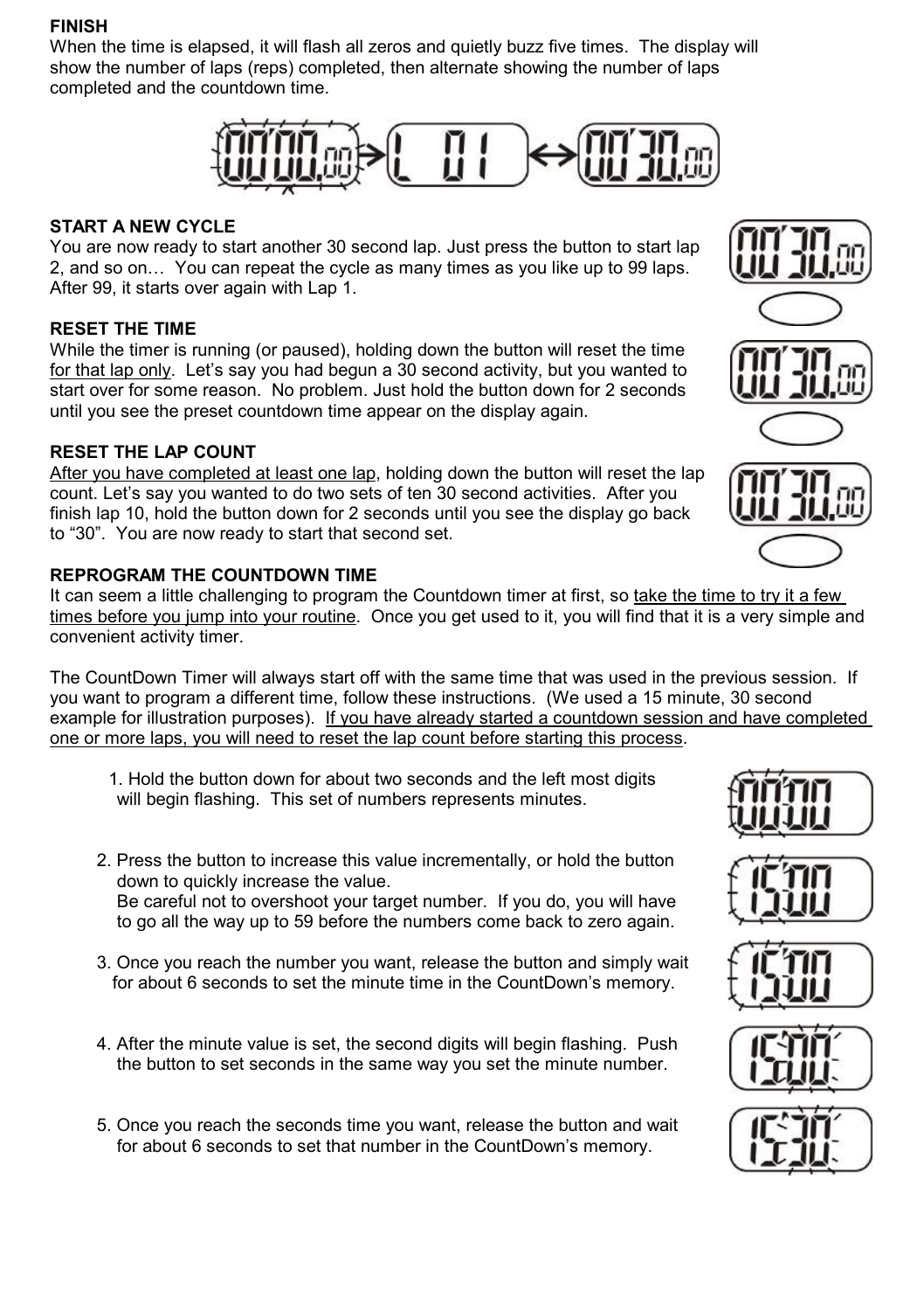**FINISH**

When the time is elapsed, it will flash all zeros and quietly buzz five times. The display will show the number of laps (reps) completed, then alternate showing the number of laps completed and the countdown time.

**START A NEW CYCLE**

You are now ready to start another 30 second lap. Just press the button to start lap 2, and so on… You can repeat the cycle as many times as you like up to 99 laps. After 99, it starts over again with Lap 1.

**RESET THE TIME**

While the timer is running (or paused), holding down the button will reset the time for that lap only. Let's say you had begun a 30 second activity, but you wanted to start over for some reason. No problem. Just hold the button down for 2 seconds until you see the preset countdown time appear on the display again.

**RESET THE LAP COUNT**

After you have completed at least one lap, holding down the button will reset the lap count. Let's say you wanted to do two sets of ten 30 second activities. After you finish lap 10, hold the button down for 2 seconds until you see the display go back to "30". You are now ready to start that second set.

**REPROGRAM THE COUNTDOWN TIME**

It can seem a little challenging to program the Countdown timer at first, so take the time to try it a few times before you jump into your routine. Once you get used to it, you will find that it is a very simple and convenient activity timer.

The CountDown Timer will always start off with the same time that was used in the previous session. If you want to program a different time, follow these instructions. (We used a 15 minute, 30 second example for illustration purposes). If you have already started a countdown session and have completed one or more laps, you will need to reset the lap count before starting this process.

1. Hold the button down for about two seconds and the left most digits will begin flashing. This set of numbers represents minutes.
2. Press the button to increase this value incrementally, or hold the button down to quickly increase the value.
   Be careful not to overshoot your target number. If you do, you will have to go all the way up to 59 before the numbers come back to zero again.
3. Once you reach the number you want, release the button and simply wait for about 6 seconds to set the minute time in the CountDown's memory.
4. After the minute value is set, the second digits will begin flashing. Push the button to set seconds in the same way you set the minute number.
5. Once you reach the seconds time you want, release the button and wait for about 6 seconds to set that number in the CountDown's memory.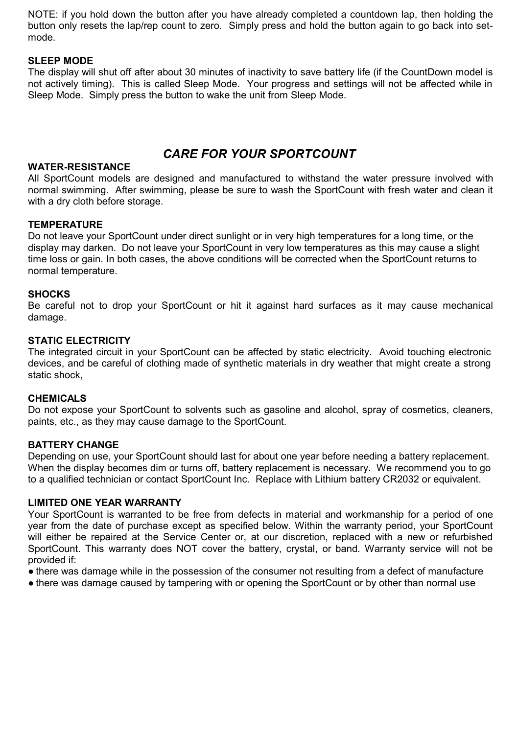NOTE: if you hold down the button after you have already completed a countdown lap, then holding the button only resets the lap/rep count to zero. Simply press and hold the button again to go back into set-mode.

**SLEEP MODE**

The display will shut off after about 30 minutes of inactivity to save battery life (if the CountDown model is not actively timing). This is called Sleep Mode. Your progress and settings will not be affected while in Sleep Mode. Simply press the button to wake the unit from Sleep Mode.

## *CARE FOR YOUR SPORTCOUNT*

**WATER-RESISTANCE**

All SportCount models are designed and manufactured to withstand the water pressure involved with normal swimming. After swimming, please be sure to wash the SportCount with fresh water and clean it with a dry cloth before storage.

**TEMPERATURE**

Do not leave your SportCount under direct sunlight or in very high temperatures for a long time, or the display may darken. Do not leave your SportCount in very low temperatures as this may cause a slight time loss or gain. In both cases, the above conditions will be corrected when the SportCount returns to normal temperature.

**SHOCKS**

Be careful not to drop your SportCount or hit it against hard surfaces as it may cause mechanical damage.

**STATIC ELECTRICITY**

The integrated circuit in your SportCount can be affected by static electricity. Avoid touching electronic devices, and be careful of clothing made of synthetic materials in dry weather that might create a strong static shock,

**CHEMICALS**

Do not expose your SportCount to solvents such as gasoline and alcohol, spray of cosmetics, cleaners, paints, etc., as they may cause damage to the SportCount.

**BATTERY CHANGE**

Depending on use, your SportCount should last for about one year before needing a battery replacement. When the display becomes dim or turns off, battery replacement is necessary. We recommend you to go to a qualified technician or contact SportCount Inc. Replace with Lithium battery CR2032 or equivalent.

**LIMITED ONE YEAR WARRANTY**

Your SportCount is warranted to be free from defects in material and workmanship for a period of one year from the date of purchase except as specified below. Within the warranty period, your SportCount will either be repaired at the Service Center or, at our discretion, replaced with a new or refurbished SportCount. This warranty does NOT cover the battery, crystal, or band. Warranty service will not be provided if:

- there was damage while in the possession of the consumer not resulting from a defect of manufacture
- there was damage caused by tampering with or opening the SportCount or by other than normal use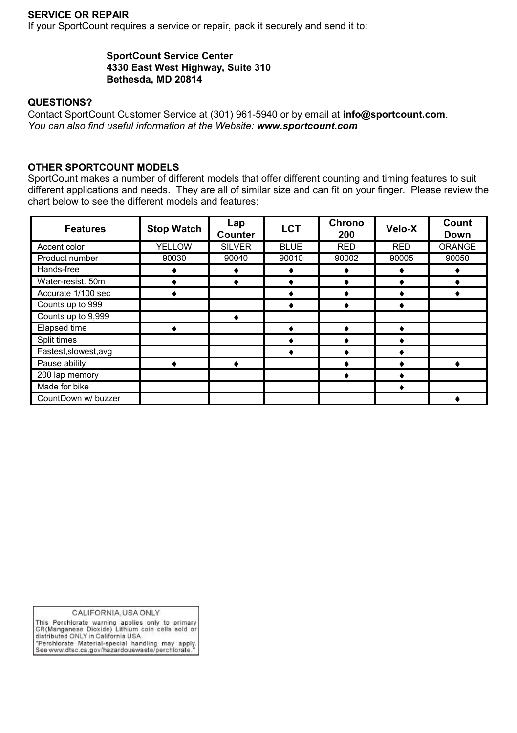**SERVICE OR REPAIR**
If your SportCount requires a service or repair, pack it securely and send it to:

**SportCount Service Center**
**4330 East West Highway, Suite 310**
**Bethesda, MD 20814**

**QUESTIONS?**
Contact SportCount Customer Service at (301) 961-5940 or by email at **info@sportcount.com**.
*You can also find useful information at the Website:* ***www.sportcount.com***

**OTHER SPORTCOUNT MODELS**
SportCount makes a number of different models that offer different counting and timing features to suit different applications and needs. They are all of similar size and can fit on your finger. Please review the chart below to see the different models and features:

| Features | Stop Watch | Lap Counter | LCT | Chrono 200 | Velo-X | Count Down |
|---|---|---|---|---|---|---|
| Accent color | YELLOW | SILVER | BLUE | RED | RED | ORANGE |
| Product number | 90030 | 90040 | 90010 | 90002 | 90005 | 90050 |
| Hands-free | ♦ | ♦ | ♦ | ♦ | ♦ | ♦ |
| Water-resist. 50m | ♦ | ♦ | ♦ | ♦ | ♦ | ♦ |
| Accurate 1/100 sec | ♦ | | ♦ | ♦ | ♦ | ♦ |
| Counts up to 999 | | | ♦ | ♦ | ♦ | |
| Counts up to 9,999 | | ♦ | | | | |
| Elapsed time | ♦ | | ♦ | ♦ | ♦ | |
| Split times | | | ♦ | ♦ | ♦ | |
| Fastest,slowest,avg | | | ♦ | ♦ | ♦ | |
| Pause ability | ♦ | ♦ | | ♦ | ♦ | ♦ |
| 200 lap memory | | | | ♦ | ♦ | |
| Made for bike | | | | | ♦ | |
| CountDown w/ buzzer | | | | | | ♦ |

CALIFORNIA,USA ONLY
This Perchlorate warning applies only to primary CR(Manganese Dioxide) Lithium coin cells sold or distributed ONLY in California USA.
"Perchlorate Material-special handling may apply. See www.dtsc.ca.gov/hazardouswaste/perchlorate."